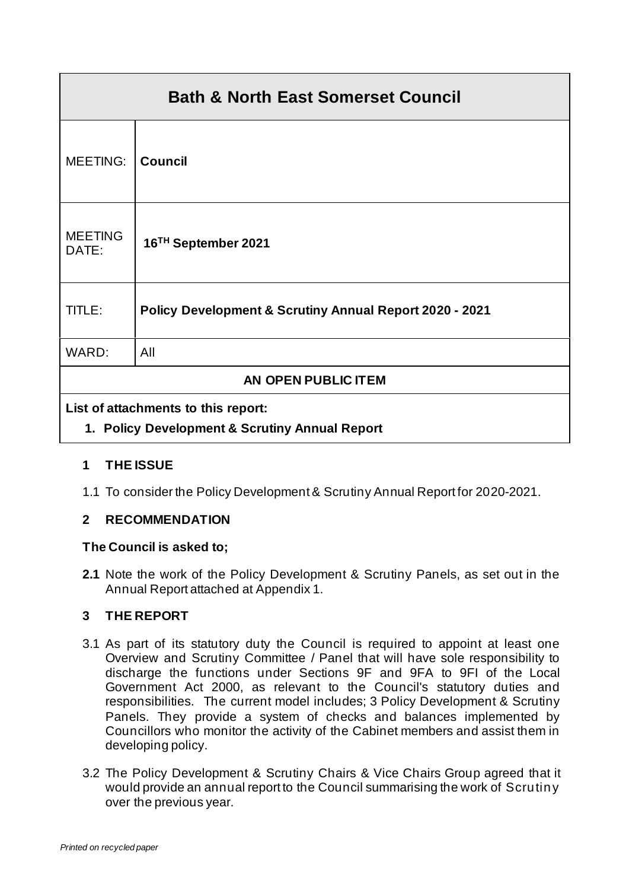| Bath & North East Somerset Council | |
|---|---|
| MEETING: | **Council** |
| MEETING DATE: | **16TH September 2021** |
| TITLE: | **Policy Development & Scrutiny Annual Report 2020 - 2021** |
| WARD: | All |
| **AN OPEN PUBLIC ITEM** | |
| **List of attachments to this report:** | |
| **1. Policy Development & Scrutiny Annual Report** | |

## 1 THE ISSUE

1.1 To consider the Policy Development & Scrutiny Annual Report for 2020-2021.

## 2 RECOMMENDATION

**The Council is asked to;**

**2.1** Note the work of the Policy Development & Scrutiny Panels, as set out in the Annual Report attached at Appendix 1.

## 3 THE REPORT

3.1 As part of its statutory duty the Council is required to appoint at least one Overview and Scrutiny Committee / Panel that will have sole responsibility to discharge the functions under Sections 9F and 9FA to 9FI of the Local Government Act 2000, as relevant to the Council's statutory duties and responsibilities. The current model includes; 3 Policy Development & Scrutiny Panels. They provide a system of checks and balances implemented by Councillors who monitor the activity of the Cabinet members and assist them in developing policy.

3.2 The Policy Development & Scrutiny Chairs & Vice Chairs Group agreed that it would provide an annual report to the Council summarising the work of Scrutiny over the previous year.

*Printed on recycled paper*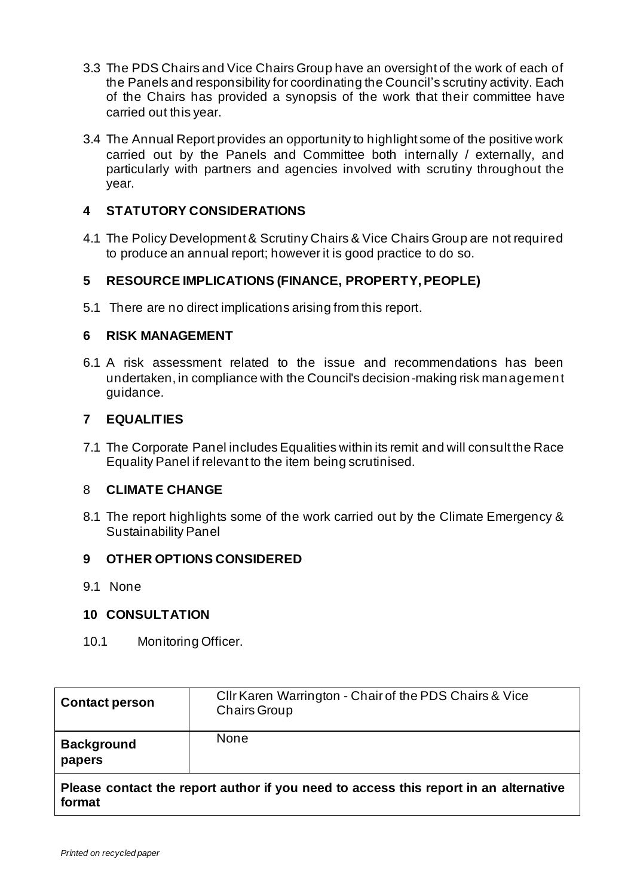3.3 The PDS Chairs and Vice Chairs Group have an oversight of the work of each of the Panels and responsibility for coordinating the Council's scrutiny activity. Each of the Chairs has provided a synopsis of the work that their committee have carried out this year.

3.4 The Annual Report provides an opportunity to highlight some of the positive work carried out by the Panels and Committee both internally / externally, and particularly with partners and agencies involved with scrutiny throughout the year.

## 4 STATUTORY CONSIDERATIONS

4.1 The Policy Development & Scrutiny Chairs & Vice Chairs Group are not required to produce an annual report; however it is good practice to do so.

## 5 RESOURCE IMPLICATIONS (FINANCE, PROPERTY, PEOPLE)

5.1 There are no direct implications arising from this report.

## 6 RISK MANAGEMENT

6.1 A risk assessment related to the issue and recommendations has been undertaken, in compliance with the Council's decision-making risk management guidance.

## 7 EQUALITIES

7.1 The Corporate Panel includes Equalities within its remit and will consult the Race Equality Panel if relevant to the item being scrutinised.

## 8 CLIMATE CHANGE

8.1 The report highlights some of the work carried out by the Climate Emergency & Sustainability Panel

## 9 OTHER OPTIONS CONSIDERED

9.1 None

## 10 CONSULTATION

10.1 Monitoring Officer.

| | |
|---|---|
| **Contact person** | Cllr Karen Warrington - Chair of the PDS Chairs & Vice Chairs Group |
| **Background papers** | None |
| **Please contact the report author if you need to access this report in an alternative format** | |

*Printed on recycled paper*